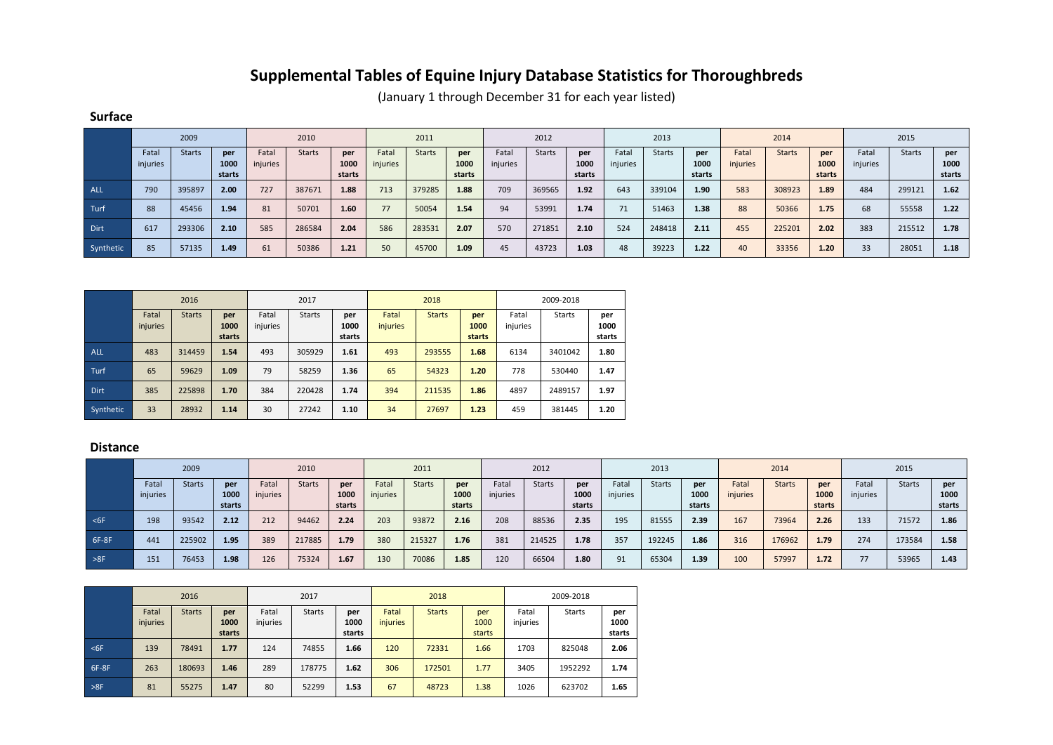# Supplemental Tables of Equine Injury Database Statistics for Thoroughbreds

(January 1 through December 31 for each year listed)

## Surface

| | 2009 | | | 2010 | | | 2011 | | | 2012 | | | 2013 | | | 2014 | | | 2015 | | |
|---|---|---|---|---|---|---|---|---|---|---|---|---|---|---|---|---|---|---|---|---|---|
| | Fatal injuries | Starts | **per 1000 starts** | Fatal injuries | Starts | **per 1000 starts** | Fatal injuries | Starts | **per 1000 starts** | Fatal injuries | Starts | **per 1000 starts** | Fatal injuries | Starts | **per 1000 starts** | Fatal injuries | Starts | **per 1000 starts** | Fatal injuries | Starts | **per 1000 starts** |
| ALL | 790 | 395897 | **2.00** | 727 | 387671 | **1.88** | 713 | 379285 | **1.88** | 709 | 369565 | **1.92** | 643 | 339104 | **1.90** | 583 | 308923 | **1.89** | 484 | 299121 | **1.62** |
| Turf | 88 | 45456 | **1.94** | 81 | 50701 | **1.60** | 77 | 50054 | **1.54** | 94 | 53991 | **1.74** | 71 | 51463 | **1.38** | 88 | 50366 | **1.75** | 68 | 55558 | **1.22** |
| Dirt | 617 | 293306 | **2.10** | 585 | 286584 | **2.04** | 586 | 283531 | **2.07** | 570 | 271851 | **2.10** | 524 | 248418 | **2.11** | 455 | 225201 | **2.02** | 383 | 215512 | **1.78** |
| Synthetic | 85 | 57135 | **1.49** | 61 | 50386 | **1.21** | 50 | 45700 | **1.09** | 45 | 43723 | **1.03** | 48 | 39223 | **1.22** | 40 | 33356 | **1.20** | 33 | 28051 | **1.18** |

| | 2016 | | | 2017 | | | 2018 | | | 2009-2018 | | |
|---|---|---|---|---|---|---|---|---|---|---|---|---|
| | Fatal injuries | Starts | **per 1000 starts** | Fatal injuries | Starts | **per 1000 starts** | Fatal injuries | Starts | **per 1000 starts** | Fatal injuries | Starts | **per 1000 starts** |
| ALL | 483 | 314459 | **1.54** | 493 | 305929 | **1.61** | 493 | 293555 | **1.68** | 6134 | 3401042 | **1.80** |
| Turf | 65 | 59629 | **1.09** | 79 | 58259 | **1.36** | 65 | 54323 | **1.20** | 778 | 530440 | **1.47** |
| Dirt | 385 | 225898 | **1.70** | 384 | 220428 | **1.74** | 394 | 211535 | **1.86** | 4897 | 2489157 | **1.97** |
| Synthetic | 33 | 28932 | **1.14** | 30 | 27242 | **1.10** | 34 | 27697 | **1.23** | 459 | 381445 | **1.20** |

## Distance

| | 2009 | | | 2010 | | | 2011 | | | 2012 | | | 2013 | | | 2014 | | | 2015 | | |
|---|---|---|---|---|---|---|---|---|---|---|---|---|---|---|---|---|---|---|---|---|---|
| | Fatal injuries | Starts | **per 1000 starts** | Fatal injuries | Starts | **per 1000 starts** | Fatal injuries | Starts | **per 1000 starts** | Fatal injuries | Starts | **per 1000 starts** | Fatal injuries | Starts | **per 1000 starts** | Fatal injuries | Starts | **per 1000 starts** | Fatal injuries | Starts | **per 1000 starts** |
| <6F | 198 | 93542 | **2.12** | 212 | 94462 | **2.24** | 203 | 93872 | **2.16** | 208 | 88536 | **2.35** | 195 | 81555 | **2.39** | 167 | 73964 | **2.26** | 133 | 71572 | **1.86** |
| 6F-8F | 441 | 225902 | **1.95** | 389 | 217885 | **1.79** | 380 | 215327 | **1.76** | 381 | 214525 | **1.78** | 357 | 192245 | **1.86** | 316 | 176962 | **1.79** | 274 | 173584 | **1.58** |
| >8F | 151 | 76453 | **1.98** | 126 | 75324 | **1.67** | 130 | 70086 | **1.85** | 120 | 66504 | **1.80** | 91 | 65304 | **1.39** | 100 | 57997 | **1.72** | 77 | 53965 | **1.43** |

| | 2016 | | | 2017 | | | 2018 | | | 2009-2018 | | |
|---|---|---|---|---|---|---|---|---|---|---|---|---|
| | Fatal injuries | Starts | **per 1000 starts** | Fatal injuries | Starts | **per 1000 starts** | Fatal injuries | Starts | per 1000 starts | Fatal injuries | Starts | **per 1000 starts** |
| <6F | 139 | 78491 | **1.77** | 124 | 74855 | **1.66** | 120 | 72331 | 1.66 | 1703 | 825048 | **2.06** |
| 6F-8F | 263 | 180693 | **1.46** | 289 | 178775 | **1.62** | 306 | 172501 | 1.77 | 3405 | 1952292 | **1.74** |
| >8F | 81 | 55275 | **1.47** | 80 | 52299 | **1.53** | 67 | 48723 | 1.38 | 1026 | 623702 | **1.65** |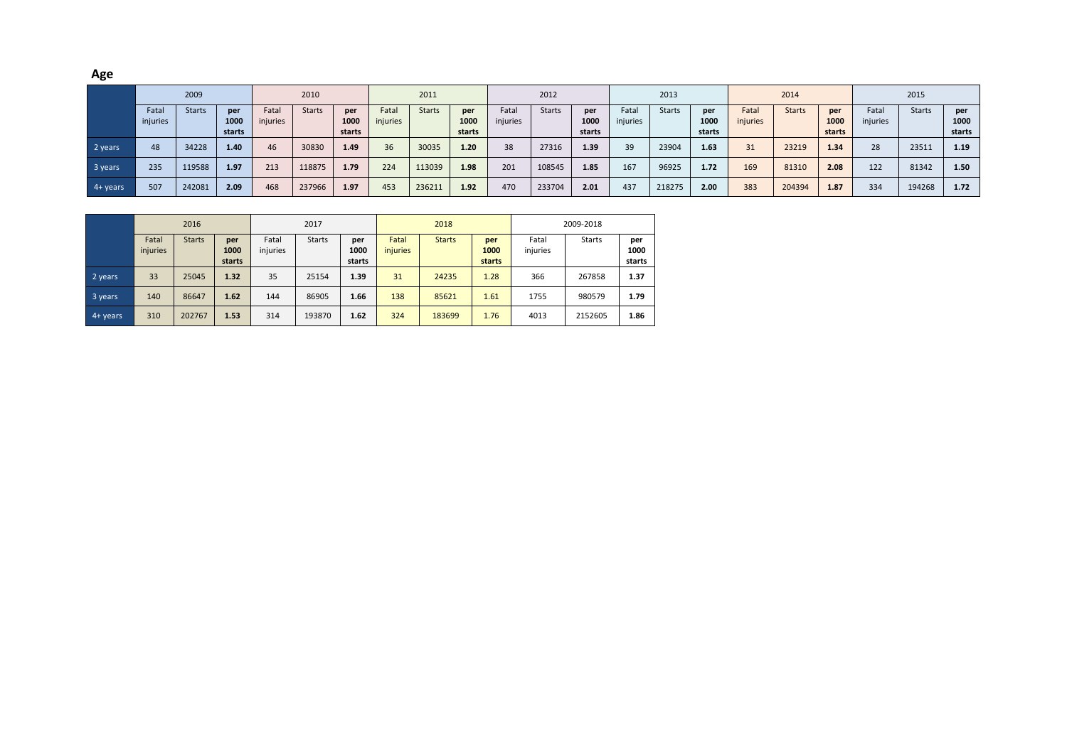## Age

| | 2009 | | | 2010 | | | 2011 | | | 2012 | | | 2013 | | | 2014 | | | 2015 | | |
|---|---|---|---|---|---|---|---|---|---|---|---|---|---|---|---|---|---|---|---|---|---|
| | Fatal injuries | Starts | **per 1000 starts** | Fatal injuries | Starts | **per 1000 starts** | Fatal injuries | Starts | **per 1000 starts** | Fatal injuries | Starts | **per 1000 starts** | Fatal injuries | Starts | **per 1000 starts** | Fatal injuries | Starts | **per 1000 starts** | Fatal injuries | Starts | **per 1000 starts** |
| 2 years | 48 | 34228 | **1.40** | 46 | 30830 | **1.49** | 36 | 30035 | **1.20** | 38 | 27316 | **1.39** | 39 | 23904 | **1.63** | 31 | 23219 | **1.34** | 28 | 23511 | **1.19** |
| 3 years | 235 | 119588 | **1.97** | 213 | 118875 | **1.79** | 224 | 113039 | **1.98** | 201 | 108545 | **1.85** | 167 | 96925 | **1.72** | 169 | 81310 | **2.08** | 122 | 81342 | **1.50** |
| 4+ years | 507 | 242081 | **2.09** | 468 | 237966 | **1.97** | 453 | 236211 | **1.92** | 470 | 233704 | **2.01** | 437 | 218275 | **2.00** | 383 | 204394 | **1.87** | 334 | 194268 | **1.72** |

| | 2016 | | | 2017 | | | 2018 | | | 2009-2018 | | |
|---|---|---|---|---|---|---|---|---|---|---|---|---|
| | Fatal injuries | Starts | **per 1000 starts** | Fatal injuries | Starts | **per 1000 starts** | Fatal injuries | Starts | **per 1000 starts** | Fatal injuries | Starts | **per 1000 starts** |
| 2 years | 33 | 25045 | **1.32** | 35 | 25154 | **1.39** | 31 | 24235 | 1.28 | 366 | 267858 | **1.37** |
| 3 years | 140 | 86647 | **1.62** | 144 | 86905 | **1.66** | 138 | 85621 | 1.61 | 1755 | 980579 | **1.79** |
| 4+ years | 310 | 202767 | **1.53** | 314 | 193870 | **1.62** | 324 | 183699 | 1.76 | 4013 | 2152605 | **1.86** |